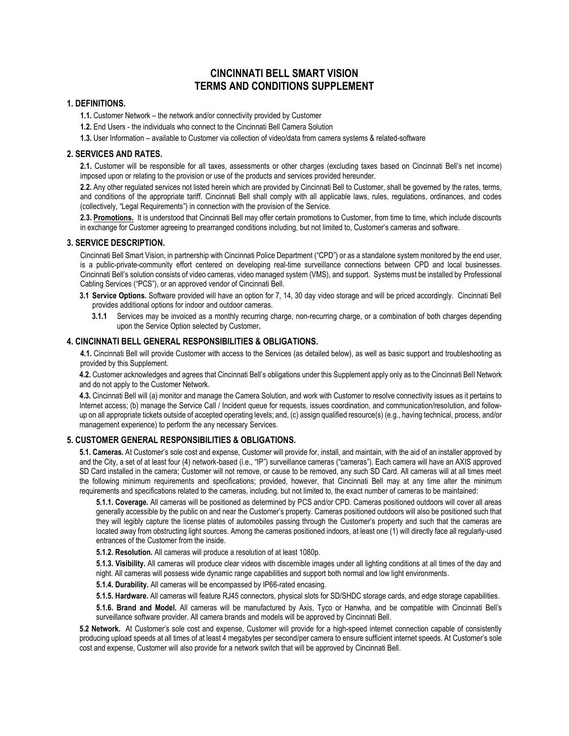# CINCINNATI BELL SMART VISION
# TERMS AND CONDITIONS SUPPLEMENT

## 1. DEFINITIONS.

**1.1.** Customer Network – the network and/or connectivity provided by Customer

**1.2.** End Users - the individuals who connect to the Cincinnati Bell Camera Solution

**1.3.** User Information – available to Customer via collection of video/data from camera systems & related-software

## 2. SERVICES AND RATES.

**2.1.** Customer will be responsible for all taxes, assessments or other charges (excluding taxes based on Cincinnati Bell's net income) imposed upon or relating to the provision or use of the products and services provided hereunder.

**2.2.** Any other regulated services not listed herein which are provided by Cincinnati Bell to Customer, shall be governed by the rates, terms, and conditions of the appropriate tariff. Cincinnati Bell shall comply with all applicable laws, rules, regulations, ordinances, and codes (collectively, "Legal Requirements") in connection with the provision of the Service.

**2.3. Promotions.** It is understood that Cincinnati Bell may offer certain promotions to Customer, from time to time, which include discounts in exchange for Customer agreeing to prearranged conditions including, but not limited to, Customer's cameras and software.

## 3. SERVICE DESCRIPTION.

Cincinnati Bell Smart Vision, in partnership with Cincinnati Police Department ("CPD") or as a standalone system monitored by the end user, is a public-private-community effort centered on developing real-time surveillance connections between CPD and local businesses. Cincinnati Bell's solution consists of video cameras, video managed system (VMS), and support. Systems must be installed by Professional Cabling Services ("PCS"), or an approved vendor of Cincinnati Bell.

**3.1 Service Options.** Software provided will have an option for 7, 14, 30 day video storage and will be priced accordingly. Cincinnati Bell provides additional options for indoor and outdoor cameras.

**3.1.1** Services may be invoiced as a monthly recurring charge, non-recurring charge, or a combination of both charges depending upon the Service Option selected by Customer**.**

## 4. CINCINNATI BELL GENERAL RESPONSIBILITIES & OBLIGATIONS.

**4.1.** Cincinnati Bell will provide Customer with access to the Services (as detailed below), as well as basic support and troubleshooting as provided by this Supplement.

**4.2.** Customer acknowledges and agrees that Cincinnati Bell's obligations under this Supplement apply only as to the Cincinnati Bell Network and do not apply to the Customer Network.

**4.3.** Cincinnati Bell will (a) monitor and manage the Camera Solution, and work with Customer to resolve connectivity issues as it pertains to Internet access; (b) manage the Service Call / Incident queue for requests, issues coordination, and communication/resolution, and follow-up on all appropriate tickets outside of accepted operating levels; and, (c) assign qualified resource(s) (e.g., having technical, process, and/or management experience) to perform the any necessary Services.

## 5. CUSTOMER GENERAL RESPONSIBILITIES & OBLIGATIONS.

**5.1. Cameras.** At Customer's sole cost and expense, Customer will provide for, install, and maintain, with the aid of an installer approved by and the City, a set of at least four (4) network-based (i.e., "IP") surveillance cameras ("cameras"). Each camera will have an AXIS approved SD Card installed in the camera; Customer will not remove, or cause to be removed, any such SD Card. All cameras will at all times meet the following minimum requirements and specifications; provided, however, that Cincinnati Bell may at any time alter the minimum requirements and specifications related to the cameras, including, but not limited to, the exact number of cameras to be maintained:

**5.1.1. Coverage.** All cameras will be positioned as determined by PCS and/or CPD. Cameras positioned outdoors will cover all areas generally accessible by the public on and near the Customer's property. Cameras positioned outdoors will also be positioned such that they will legibly capture the license plates of automobiles passing through the Customer's property and such that the cameras are located away from obstructing light sources. Among the cameras positioned indoors, at least one (1) will directly face all regularly-used entrances of the Customer from the inside.

**5.1.2. Resolution.** All cameras will produce a resolution of at least 1080p.

**5.1.3. Visibility.** All cameras will produce clear videos with discernible images under all lighting conditions at all times of the day and night. All cameras will possess wide dynamic range capabilities and support both normal and low light environments.

**5.1.4. Durability.** All cameras will be encompassed by IP66-rated encasing.

**5.1.5. Hardware.** All cameras will feature RJ45 connectors, physical slots for SD/SHDC storage cards, and edge storage capabilities.

**5.1.6. Brand and Model.** All cameras will be manufactured by Axis, Tyco or Hanwha, and be compatible with Cincinnati Bell's surveillance software provider. All camera brands and models will be approved by Cincinnati Bell.

**5.2 Network.** At Customer's sole cost and expense, Customer will provide for a high-speed internet connection capable of consistently producing upload speeds at all times of at least 4 megabytes per second/per camera to ensure sufficient internet speeds. At Customer's sole cost and expense, Customer will also provide for a network switch that will be approved by Cincinnati Bell.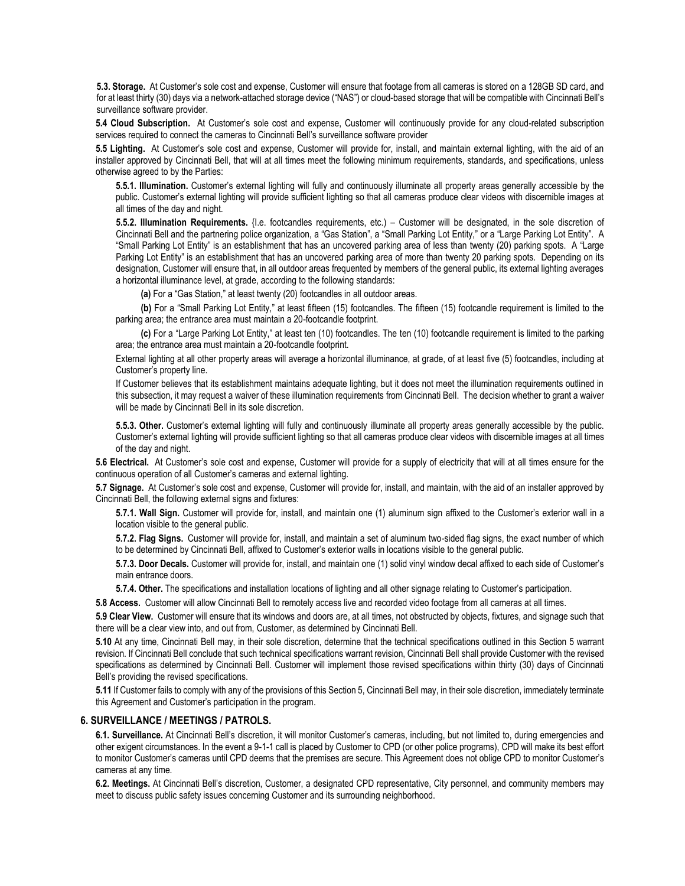**5.3. Storage.** At Customer's sole cost and expense, Customer will ensure that footage from all cameras is stored on a 128GB SD card, and for at least thirty (30) days via a network-attached storage device ("NAS") or cloud-based storage that will be compatible with Cincinnati Bell's surveillance software provider.

**5.4 Cloud Subscription.** At Customer's sole cost and expense, Customer will continuously provide for any cloud-related subscription services required to connect the cameras to Cincinnati Bell's surveillance software provider

**5.5 Lighting.** At Customer's sole cost and expense, Customer will provide for, install, and maintain external lighting, with the aid of an installer approved by Cincinnati Bell, that will at all times meet the following minimum requirements, standards, and specifications, unless otherwise agreed to by the Parties:

**5.5.1. Illumination.** Customer's external lighting will fully and continuously illuminate all property areas generally accessible by the public. Customer's external lighting will provide sufficient lighting so that all cameras produce clear videos with discernible images at all times of the day and night.

**5.5.2. Illumination Requirements.** {I.e. footcandles requirements, etc.} – Customer will be designated, in the sole discretion of Cincinnati Bell and the partnering police organization, a "Gas Station", a "Small Parking Lot Entity," or a "Large Parking Lot Entity". A "Small Parking Lot Entity" is an establishment that has an uncovered parking area of less than twenty (20) parking spots. A "Large Parking Lot Entity" is an establishment that has an uncovered parking area of more than twenty 20 parking spots. Depending on its designation, Customer will ensure that, in all outdoor areas frequented by members of the general public, its external lighting averages a horizontal illuminance level, at grade, according to the following standards:

**(a)** For a "Gas Station," at least twenty (20) footcandles in all outdoor areas.

**(b)** For a "Small Parking Lot Entity," at least fifteen (15) footcandles. The fifteen (15) footcandle requirement is limited to the parking area; the entrance area must maintain a 20-footcandle footprint.

**(c)** For a "Large Parking Lot Entity," at least ten (10) footcandles. The ten (10) footcandle requirement is limited to the parking area; the entrance area must maintain a 20-footcandle footprint.

External lighting at all other property areas will average a horizontal illuminance, at grade, of at least five (5) footcandles, including at Customer's property line.

If Customer believes that its establishment maintains adequate lighting, but it does not meet the illumination requirements outlined in this subsection, it may request a waiver of these illumination requirements from Cincinnati Bell. The decision whether to grant a waiver will be made by Cincinnati Bell in its sole discretion.

**5.5.3. Other.** Customer's external lighting will fully and continuously illuminate all property areas generally accessible by the public. Customer's external lighting will provide sufficient lighting so that all cameras produce clear videos with discernible images at all times of the day and night.

**5.6 Electrical.** At Customer's sole cost and expense, Customer will provide for a supply of electricity that will at all times ensure for the continuous operation of all Customer's cameras and external lighting.

**5.7 Signage.** At Customer's sole cost and expense, Customer will provide for, install, and maintain, with the aid of an installer approved by Cincinnati Bell, the following external signs and fixtures:

**5.7.1. Wall Sign.** Customer will provide for, install, and maintain one (1) aluminum sign affixed to the Customer's exterior wall in a location visible to the general public.

**5.7.2. Flag Signs.** Customer will provide for, install, and maintain a set of aluminum two-sided flag signs, the exact number of which to be determined by Cincinnati Bell, affixed to Customer's exterior walls in locations visible to the general public.

**5.7.3. Door Decals.** Customer will provide for, install, and maintain one (1) solid vinyl window decal affixed to each side of Customer's main entrance doors.

**5.7.4. Other.** The specifications and installation locations of lighting and all other signage relating to Customer's participation.

**5.8 Access.** Customer will allow Cincinnati Bell to remotely access live and recorded video footage from all cameras at all times.

**5.9 Clear View.** Customer will ensure that its windows and doors are, at all times, not obstructed by objects, fixtures, and signage such that there will be a clear view into, and out from, Customer, as determined by Cincinnati Bell.

**5.10** At any time, Cincinnati Bell may, in their sole discretion, determine that the technical specifications outlined in this Section 5 warrant revision. If Cincinnati Bell conclude that such technical specifications warrant revision, Cincinnati Bell shall provide Customer with the revised specifications as determined by Cincinnati Bell. Customer will implement those revised specifications within thirty (30) days of Cincinnati Bell's providing the revised specifications.

**5.11** If Customer fails to comply with any of the provisions of this Section 5, Cincinnati Bell may, in their sole discretion, immediately terminate this Agreement and Customer's participation in the program.

## 6. SURVEILLANCE / MEETINGS / PATROLS.

**6.1. Surveillance.** At Cincinnati Bell's discretion, it will monitor Customer's cameras, including, but not limited to, during emergencies and other exigent circumstances. In the event a 9-1-1 call is placed by Customer to CPD (or other police programs), CPD will make its best effort to monitor Customer's cameras until CPD deems that the premises are secure. This Agreement does not oblige CPD to monitor Customer's cameras at any time.

**6.2. Meetings.** At Cincinnati Bell's discretion, Customer, a designated CPD representative, City personnel, and community members may meet to discuss public safety issues concerning Customer and its surrounding neighborhood.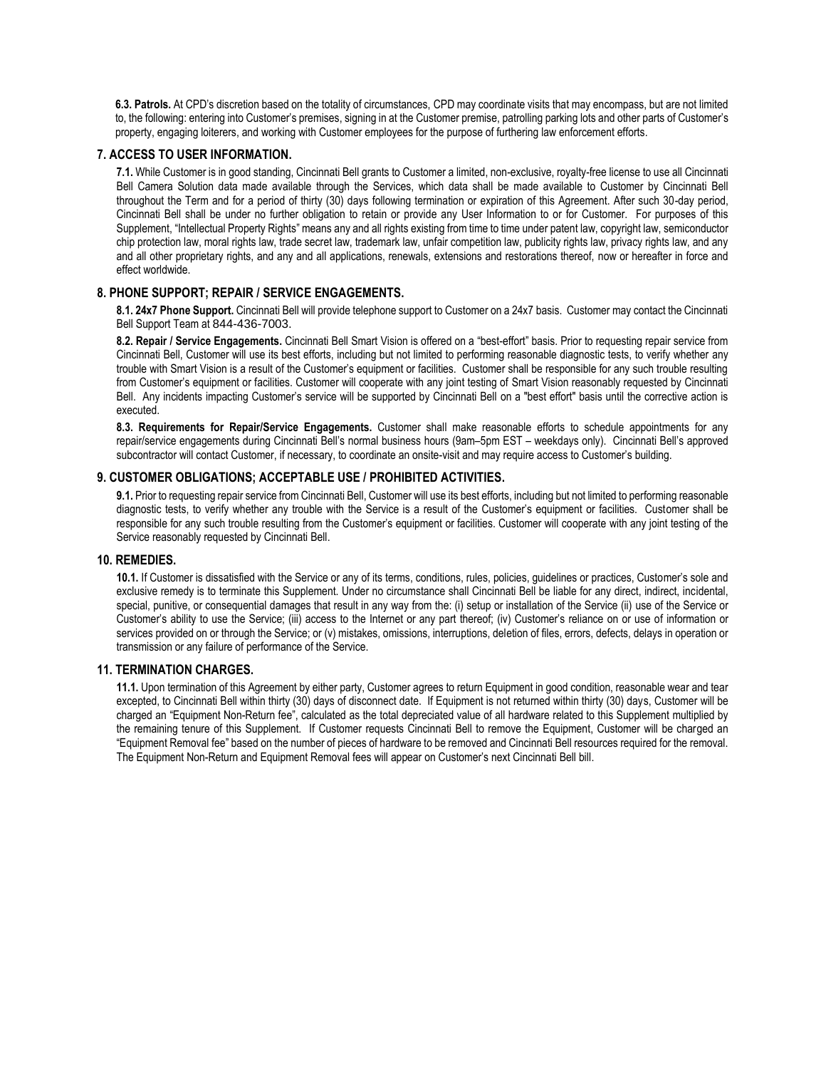**6.3. Patrols.** At CPD's discretion based on the totality of circumstances, CPD may coordinate visits that may encompass, but are not limited to, the following: entering into Customer's premises, signing in at the Customer premise, patrolling parking lots and other parts of Customer's property, engaging loiterers, and working with Customer employees for the purpose of furthering law enforcement efforts.

## 7. ACCESS TO USER INFORMATION.

**7.1.** While Customer is in good standing, Cincinnati Bell grants to Customer a limited, non-exclusive, royalty-free license to use all Cincinnati Bell Camera Solution data made available through the Services, which data shall be made available to Customer by Cincinnati Bell throughout the Term and for a period of thirty (30) days following termination or expiration of this Agreement. After such 30-day period, Cincinnati Bell shall be under no further obligation to retain or provide any User Information to or for Customer. For purposes of this Supplement, "Intellectual Property Rights" means any and all rights existing from time to time under patent law, copyright law, semiconductor chip protection law, moral rights law, trade secret law, trademark law, unfair competition law, publicity rights law, privacy rights law, and any and all other proprietary rights, and any and all applications, renewals, extensions and restorations thereof, now or hereafter in force and effect worldwide.

## 8. PHONE SUPPORT; REPAIR / SERVICE ENGAGEMENTS.

**8.1. 24x7 Phone Support.** Cincinnati Bell will provide telephone support to Customer on a 24x7 basis. Customer may contact the Cincinnati Bell Support Team at 844-436-7003.

**8.2. Repair / Service Engagements.** Cincinnati Bell Smart Vision is offered on a "best-effort" basis. Prior to requesting repair service from Cincinnati Bell, Customer will use its best efforts, including but not limited to performing reasonable diagnostic tests, to verify whether any trouble with Smart Vision is a result of the Customer's equipment or facilities. Customer shall be responsible for any such trouble resulting from Customer's equipment or facilities. Customer will cooperate with any joint testing of Smart Vision reasonably requested by Cincinnati Bell. Any incidents impacting Customer's service will be supported by Cincinnati Bell on a "best effort" basis until the corrective action is executed.

**8.3. Requirements for Repair/Service Engagements.** Customer shall make reasonable efforts to schedule appointments for any repair/service engagements during Cincinnati Bell's normal business hours (9am–5pm EST – weekdays only). Cincinnati Bell's approved subcontractor will contact Customer, if necessary, to coordinate an onsite-visit and may require access to Customer's building.

## 9. CUSTOMER OBLIGATIONS; ACCEPTABLE USE / PROHIBITED ACTIVITIES.

**9.1.** Prior to requesting repair service from Cincinnati Bell, Customer will use its best efforts, including but not limited to performing reasonable diagnostic tests, to verify whether any trouble with the Service is a result of the Customer's equipment or facilities. Customer shall be responsible for any such trouble resulting from the Customer's equipment or facilities. Customer will cooperate with any joint testing of the Service reasonably requested by Cincinnati Bell.

## 10. REMEDIES.

**10.1.** If Customer is dissatisfied with the Service or any of its terms, conditions, rules, policies, guidelines or practices, Customer's sole and exclusive remedy is to terminate this Supplement. Under no circumstance shall Cincinnati Bell be liable for any direct, indirect, incidental, special, punitive, or consequential damages that result in any way from the: (i) setup or installation of the Service (ii) use of the Service or Customer's ability to use the Service; (iii) access to the Internet or any part thereof; (iv) Customer's reliance on or use of information or services provided on or through the Service; or (v) mistakes, omissions, interruptions, deletion of files, errors, defects, delays in operation or transmission or any failure of performance of the Service.

## 11. TERMINATION CHARGES.

**11.1.** Upon termination of this Agreement by either party, Customer agrees to return Equipment in good condition, reasonable wear and tear excepted, to Cincinnati Bell within thirty (30) days of disconnect date. If Equipment is not returned within thirty (30) days, Customer will be charged an "Equipment Non-Return fee", calculated as the total depreciated value of all hardware related to this Supplement multiplied by the remaining tenure of this Supplement. If Customer requests Cincinnati Bell to remove the Equipment, Customer will be charged an "Equipment Removal fee" based on the number of pieces of hardware to be removed and Cincinnati Bell resources required for the removal. The Equipment Non-Return and Equipment Removal fees will appear on Customer's next Cincinnati Bell bill.